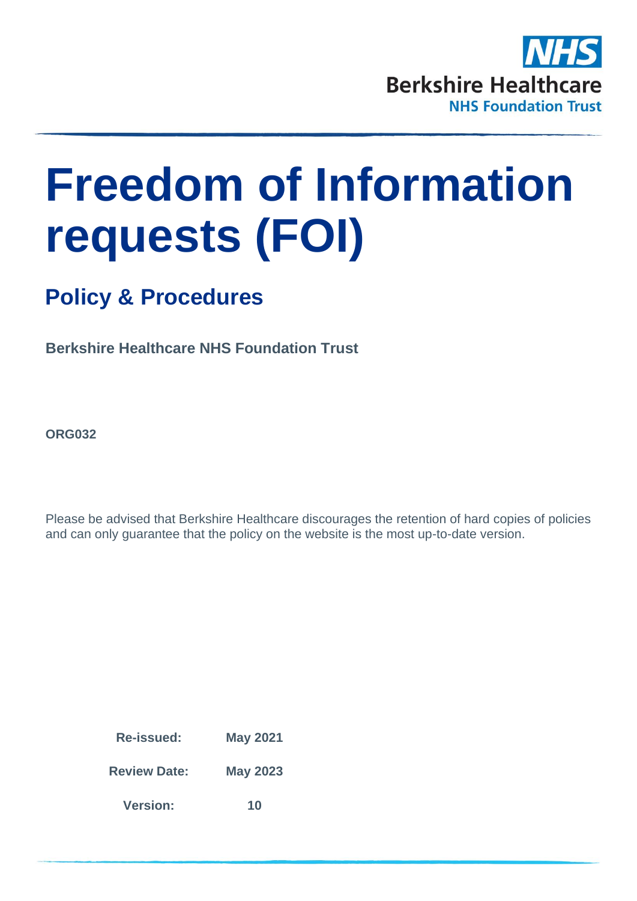NHS

Berkshire Healthcare

NHS Foundation Trust

# Freedom of Information requests (FOI)

## Policy & Procedures

**Berkshire Healthcare NHS Foundation Trust**

**ORG032**

Please be advised that Berkshire Healthcare discourages the retention of hard copies of policies and can only guarantee that the policy on the website is the most up-to-date version.

| | |
|---|---|
| **Re-issued:** | **May 2021** |
| **Review Date:** | **May 2023** |
| **Version:** | **10** |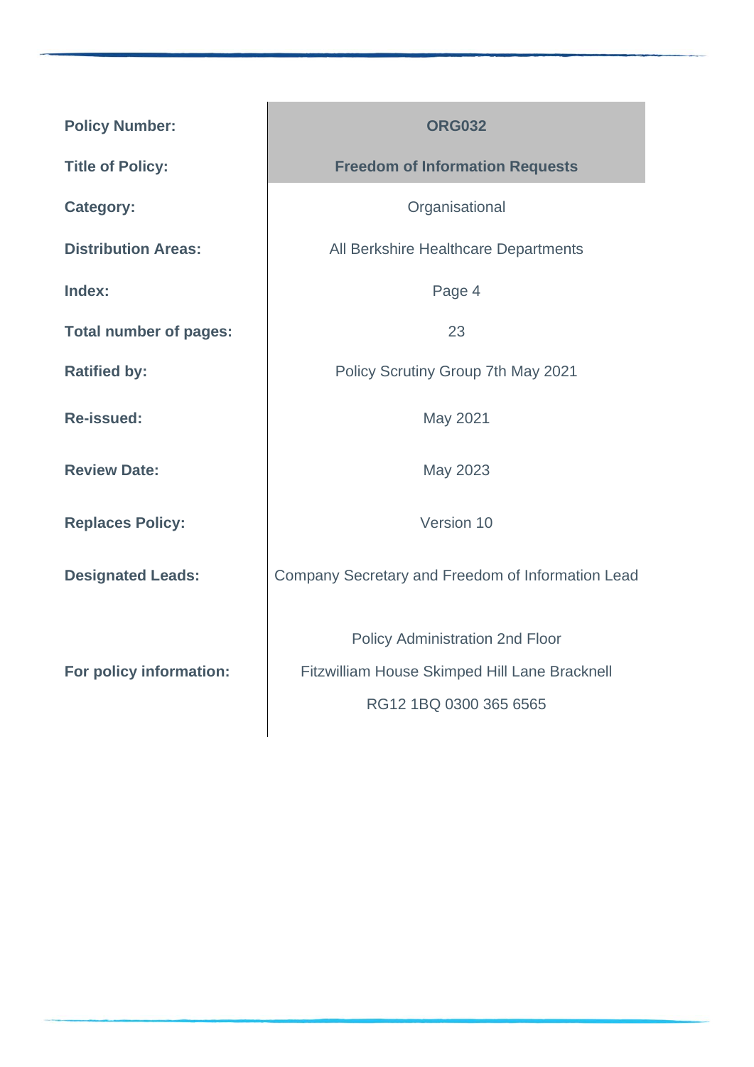| | |
|---|---|
| **Policy Number:** | **ORG032** |
| **Title of Policy:** | **Freedom of Information Requests** |
| **Category:** | Organisational |
| **Distribution Areas:** | All Berkshire Healthcare Departments |
| **Index:** | Page 4 |
| **Total number of pages:** | 23 |
| **Ratified by:** | Policy Scrutiny Group 7th May 2021 |
| **Re-issued:** | May 2021 |
| **Review Date:** | May 2023 |
| **Replaces Policy:** | Version 10 |
| **Designated Leads:** | Company Secretary and Freedom of Information Lead |
| **For policy information:** | Policy Administration 2nd Floor Fitzwilliam House Skimped Hill Lane Bracknell RG12 1BQ 0300 365 6565 |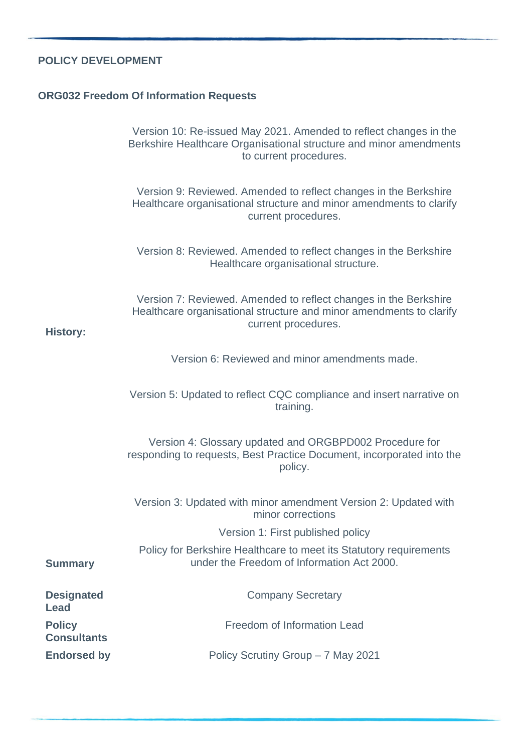**POLICY DEVELOPMENT**

**ORG032 Freedom Of Information Requests**

| | |
|---|---|
| **History:** | Version 10: Re-issued May 2021. Amended to reflect changes in the Berkshire Healthcare Organisational structure and minor amendments to current procedures.<br><br>Version 9: Reviewed. Amended to reflect changes in the Berkshire Healthcare organisational structure and minor amendments to clarify current procedures.<br><br>Version 8: Reviewed. Amended to reflect changes in the Berkshire Healthcare organisational structure.<br><br>Version 7: Reviewed. Amended to reflect changes in the Berkshire Healthcare organisational structure and minor amendments to clarify current procedures.<br><br>Version 6: Reviewed and minor amendments made.<br><br>Version 5: Updated to reflect CQC compliance and insert narrative on training.<br><br>Version 4: Glossary updated and ORGBPD002 Procedure for responding to requests, Best Practice Document, incorporated into the policy.<br><br>Version 3: Updated with minor amendment Version 2: Updated with minor corrections<br><br>Version 1: First published policy |
| **Summary** | Policy for Berkshire Healthcare to meet its Statutory requirements under the Freedom of Information Act 2000. |
| **Designated Lead** | Company Secretary |
| **Policy Consultants** | Freedom of Information Lead |
| **Endorsed by** | Policy Scrutiny Group – 7 May 2021 |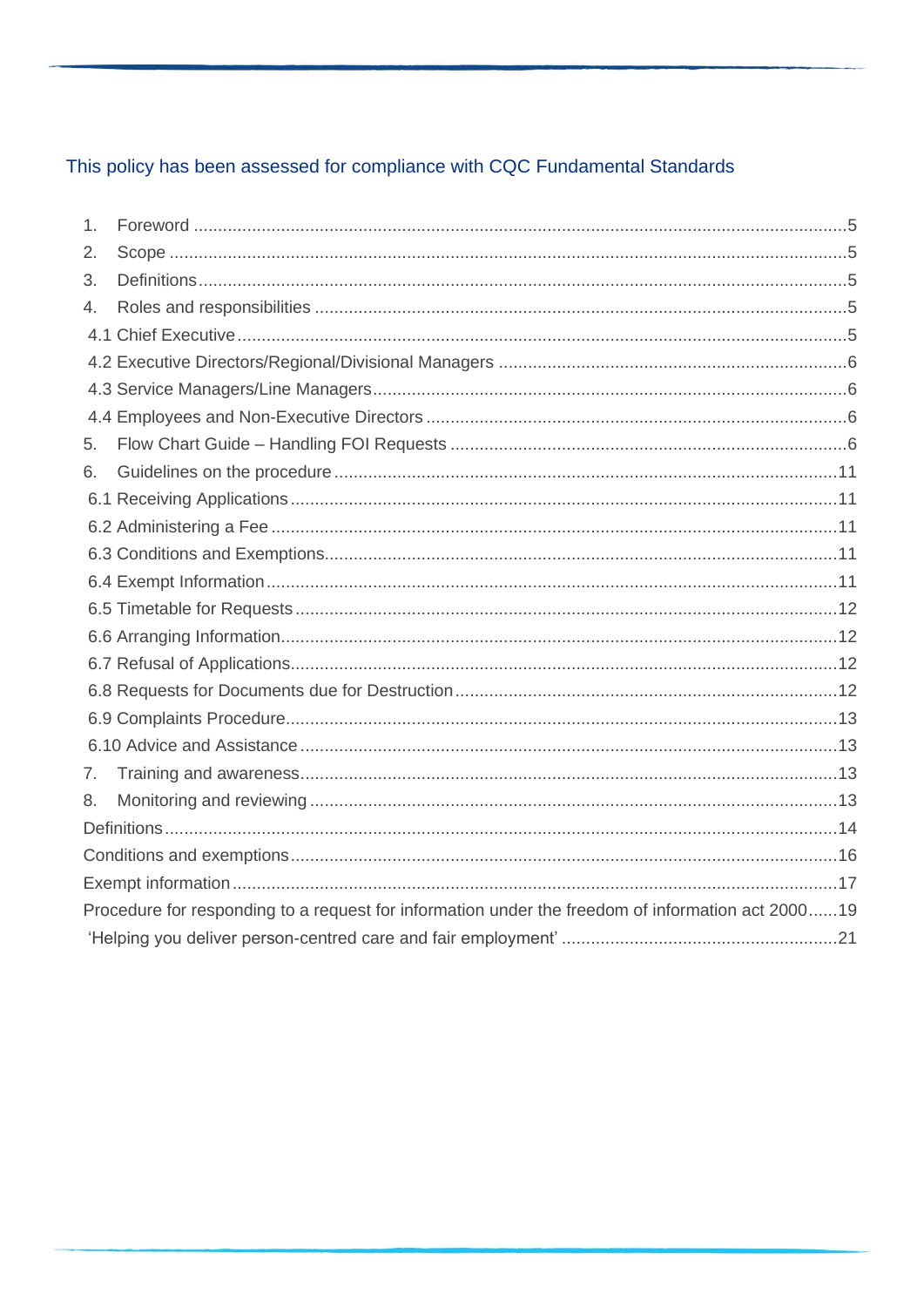This policy has been assessed for compliance with CQC Fundamental Standards

1. Foreword ..... 5
2. Scope ..... 5
3. Definitions ..... 5
4. Roles and responsibilities ..... 5
   - 4.1 Chief Executive ..... 5
   - 4.2 Executive Directors/Regional/Divisional Managers ..... 6
   - 4.3 Service Managers/Line Managers ..... 6
   - 4.4 Employees and Non-Executive Directors ..... 6
5. Flow Chart Guide – Handling FOI Requests ..... 6
6. Guidelines on the procedure ..... 11
   - 6.1 Receiving Applications ..... 11
   - 6.2 Administering a Fee ..... 11
   - 6.3 Conditions and Exemptions ..... 11
   - 6.4 Exempt Information ..... 11
   - 6.5 Timetable for Requests ..... 12
   - 6.6 Arranging Information ..... 12
   - 6.7 Refusal of Applications ..... 12
   - 6.8 Requests for Documents due for Destruction ..... 12
   - 6.9 Complaints Procedure ..... 13
   - 6.10 Advice and Assistance ..... 13
7. Training and awareness ..... 13
8. Monitoring and reviewing ..... 13

Definitions ..... 14

Conditions and exemptions ..... 16

Exempt information ..... 17

Procedure for responding to a request for information under the freedom of information act 2000 ..... 19

'Helping you deliver person-centred care and fair employment' ..... 21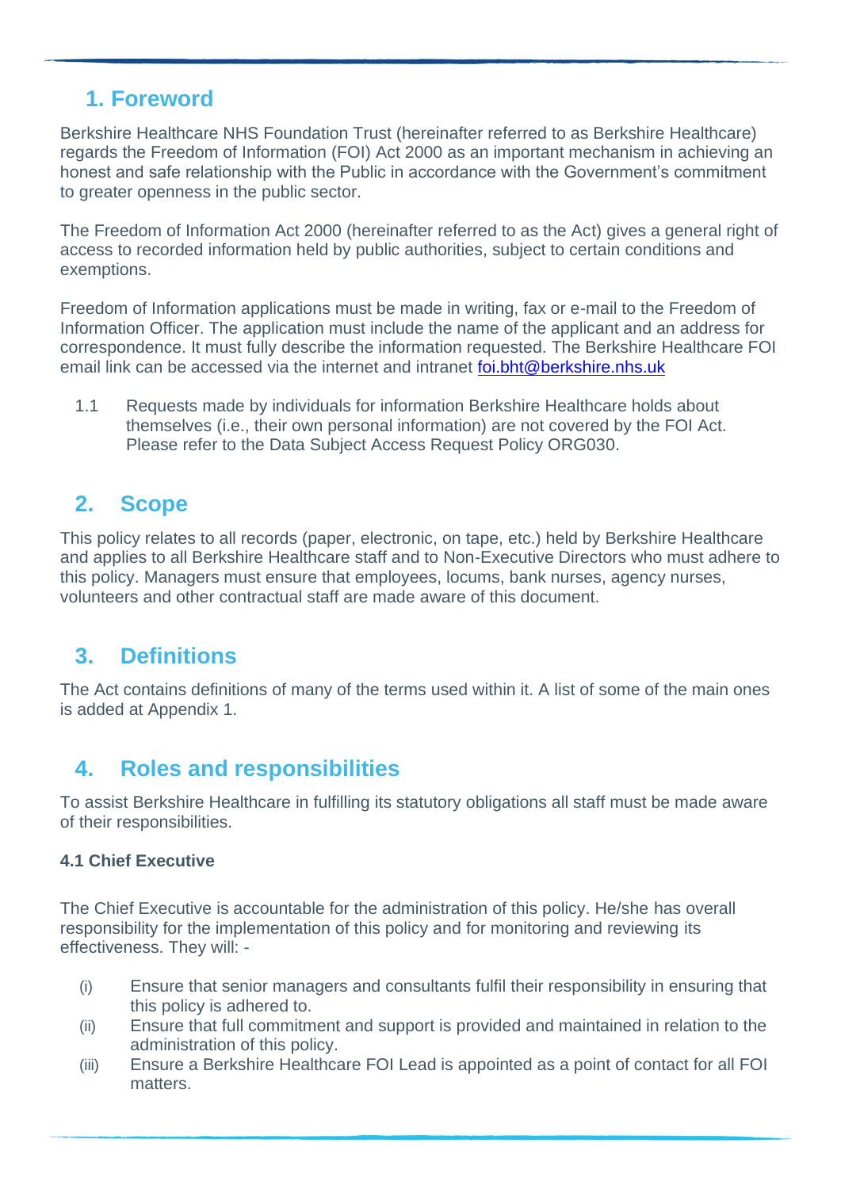## 1. Foreword

Berkshire Healthcare NHS Foundation Trust (hereinafter referred to as Berkshire Healthcare) regards the Freedom of Information (FOI) Act 2000 as an important mechanism in achieving an honest and safe relationship with the Public in accordance with the Government's commitment to greater openness in the public sector.

The Freedom of Information Act 2000 (hereinafter referred to as the Act) gives a general right of access to recorded information held by public authorities, subject to certain conditions and exemptions.

Freedom of Information applications must be made in writing, fax or e-mail to the Freedom of Information Officer. The application must include the name of the applicant and an address for correspondence. It must fully describe the information requested. The Berkshire Healthcare FOI email link can be accessed via the internet and intranet foi.bht@berkshire.nhs.uk

1.1 Requests made by individuals for information Berkshire Healthcare holds about themselves (i.e., their own personal information) are not covered by the FOI Act. Please refer to the Data Subject Access Request Policy ORG030.

## 2. Scope

This policy relates to all records (paper, electronic, on tape, etc.) held by Berkshire Healthcare and applies to all Berkshire Healthcare staff and to Non-Executive Directors who must adhere to this policy. Managers must ensure that employees, locums, bank nurses, agency nurses, volunteers and other contractual staff are made aware of this document.

## 3. Definitions

The Act contains definitions of many of the terms used within it. A list of some of the main ones is added at Appendix 1.

## 4. Roles and responsibilities

To assist Berkshire Healthcare in fulfilling its statutory obligations all staff must be made aware of their responsibilities.

### 4.1 Chief Executive

The Chief Executive is accountable for the administration of this policy. He/she has overall responsibility for the implementation of this policy and for monitoring and reviewing its effectiveness. They will: -

(i) Ensure that senior managers and consultants fulfil their responsibility in ensuring that this policy is adhered to.

(ii) Ensure that full commitment and support is provided and maintained in relation to the administration of this policy.

(iii) Ensure a Berkshire Healthcare FOI Lead is appointed as a point of contact for all FOI matters.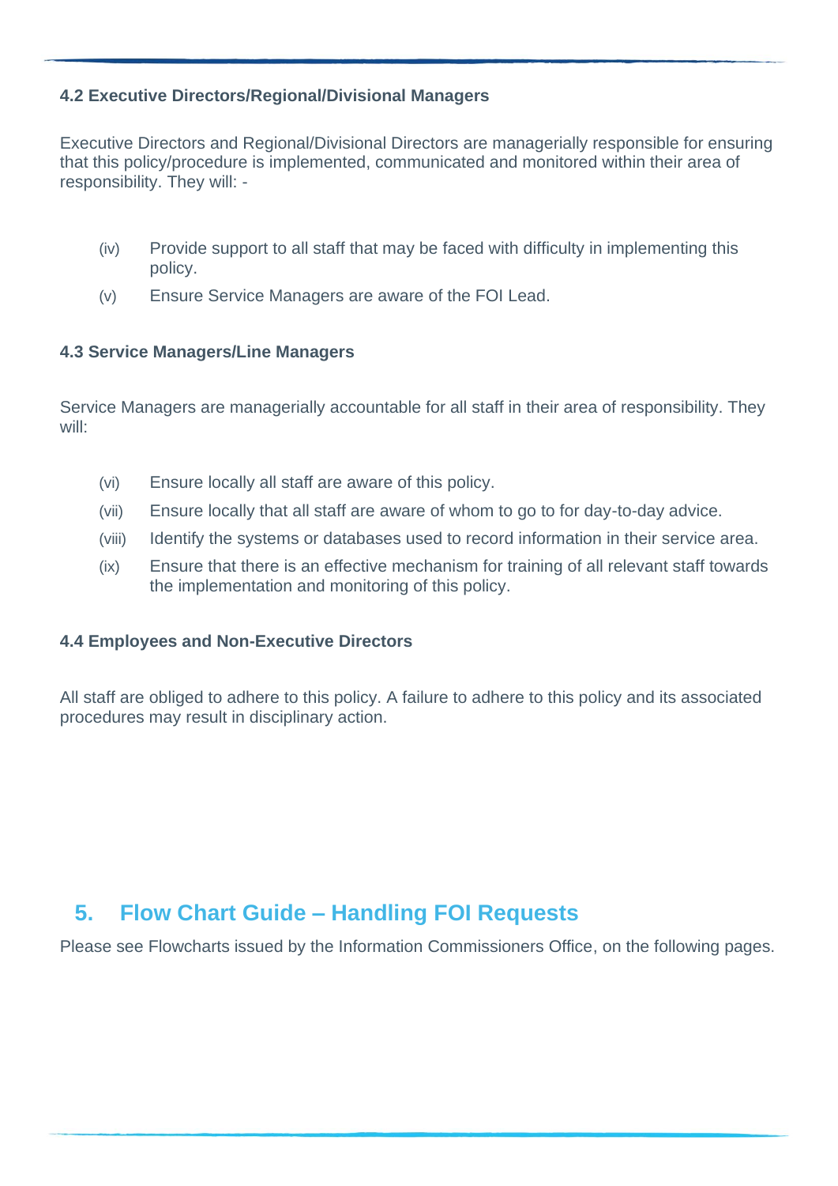### 4.2 Executive Directors/Regional/Divisional Managers

Executive Directors and Regional/Divisional Directors are managerially responsible for ensuring that this policy/procedure is implemented, communicated and monitored within their area of responsibility. They will: -

(iv) Provide support to all staff that may be faced with difficulty in implementing this policy.

(v) Ensure Service Managers are aware of the FOI Lead.

### 4.3 Service Managers/Line Managers

Service Managers are managerially accountable for all staff in their area of responsibility. They will:

(vi) Ensure locally all staff are aware of this policy.

(vii) Ensure locally that all staff are aware of whom to go to for day-to-day advice.

(viii) Identify the systems or databases used to record information in their service area.

(ix) Ensure that there is an effective mechanism for training of all relevant staff towards the implementation and monitoring of this policy.

### 4.4 Employees and Non-Executive Directors

All staff are obliged to adhere to this policy. A failure to adhere to this policy and its associated procedures may result in disciplinary action.

## 5. Flow Chart Guide – Handling FOI Requests

Please see Flowcharts issued by the Information Commissioners Office, on the following pages.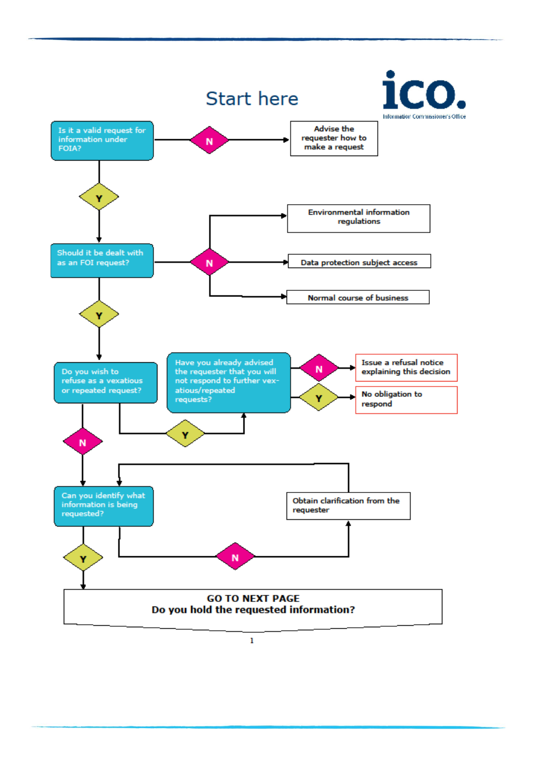# Start here

**Is it a valid request for information under FOIA?**

- **N** → Advise the requester how to make a request
- **Y** → Should it be dealt with as an FOI request?

**Should it be dealt with as an FOI request?**

- **N** →
  - Environmental information regulations
  - Data protection subject access
  - Normal course of business
- **Y** → Do you wish to refuse as a vexatious or repeated request?

**Do you wish to refuse as a vexatious or repeated request?**

- **Y** → Have you already advised the requester that you will not respond to further vexatious/repeated requests?
  - **N** → Issue a refusal notice explaining this decision
  - **Y** → No obligation to respond
- **N** → Can you identify what information is being requested?

**Can you identify what information is being requested?**

- **N** → Obtain clarification from the requester → (return to: Can you identify what information is being requested?)
- **Y** → GO TO NEXT PAGE

**GO TO NEXT PAGE**
**Do you hold the requested information?**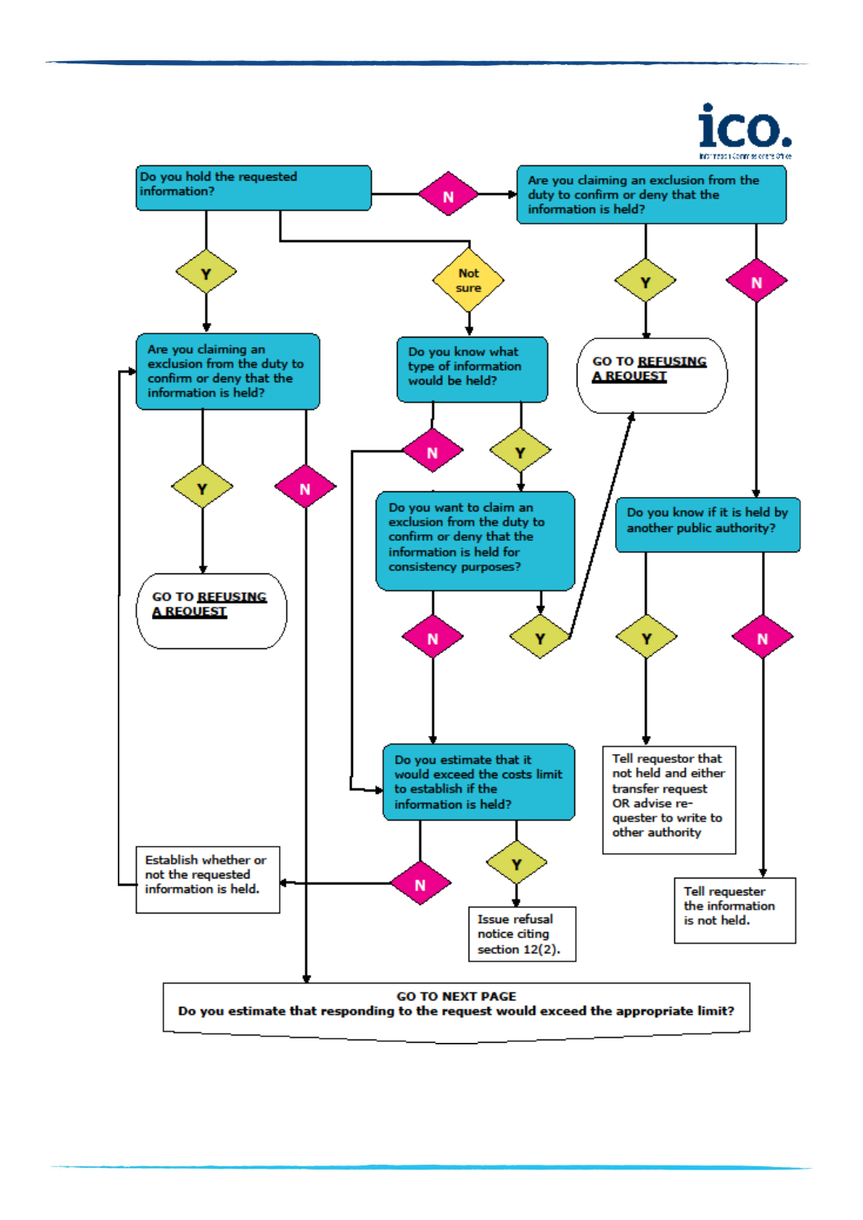Do you hold the requested information?

N → Are you claiming an exclusion from the duty to confirm or deny that the information is held?

- Y → GO TO **REFUSING A REQUEST**
- N → Do you know if it is held by another public authority?
  - Y → Tell requestor that not held and either transfer request OR advise re-quester to write to other authority
  - N → Tell requester the information is not held.

Y → Are you claiming an exclusion from the duty to confirm or deny that the information is held?

- Y → GO TO **REFUSING A REQUEST**
- N → GO TO NEXT PAGE

Not sure → Do you know what type of information would be held?

- Y → Do you want to claim an exclusion from the duty to confirm or deny that the information is held for consistency purposes?
  - Y → GO TO **REFUSING A REQUEST**
  - N → Do you estimate that it would exceed the costs limit to establish if the information is held?
- N → Do you estimate that it would exceed the costs limit to establish if the information is held?

Do you estimate that it would exceed the costs limit to establish if the information is held?

- Y → Issue refusal notice citing section 12(2).
- N → Establish whether or not the requested information is held. → Are you claiming an exclusion from the duty to confirm or deny that the information is held?

**GO TO NEXT PAGE**

**Do you estimate that responding to the request would exceed the appropriate limit?**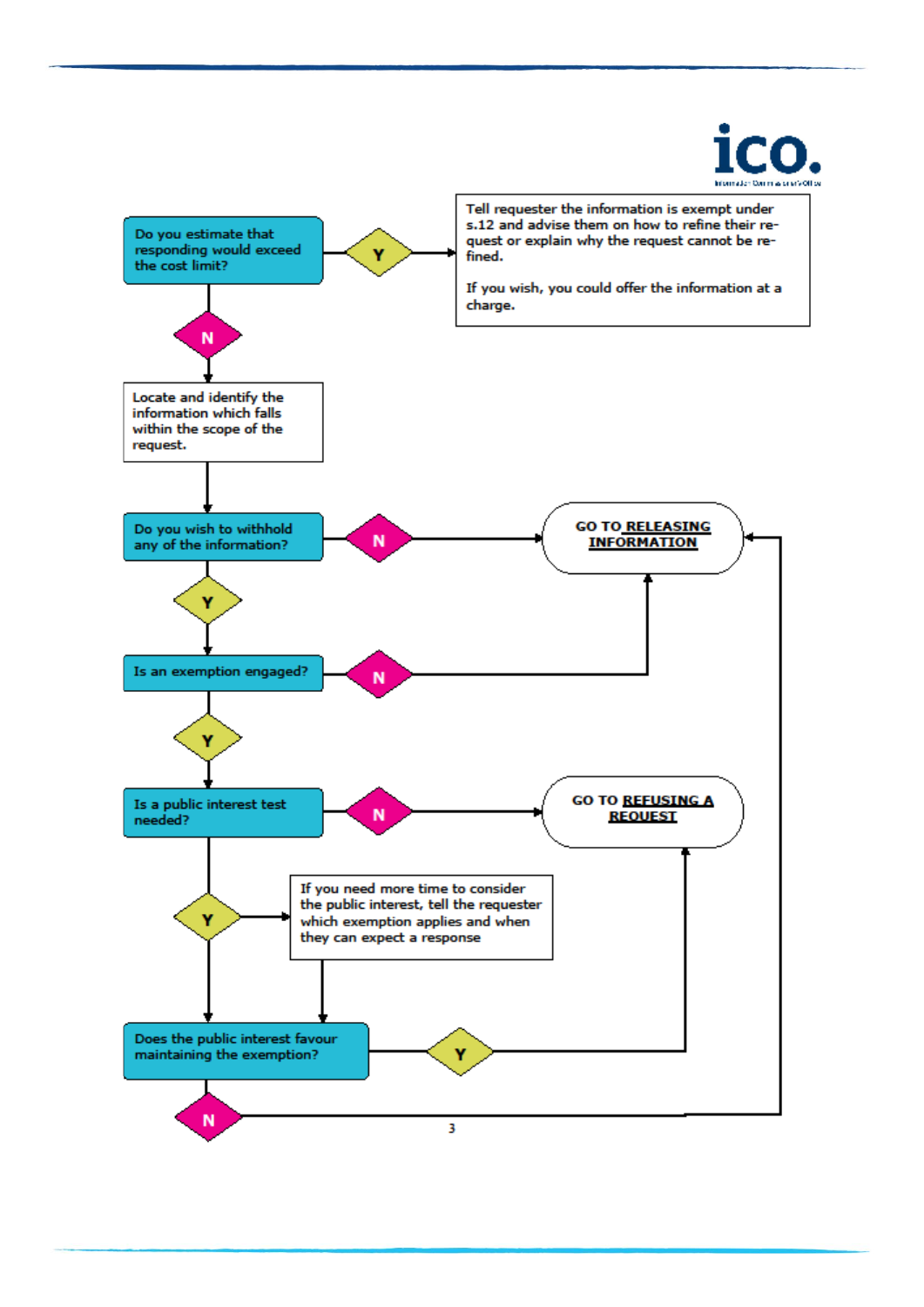Do you estimate that responding would exceed the cost limit?

- **Y** → Tell requester the information is exempt under s.12 and advise them on how to refine their request or explain why the request cannot be refined.

  If you wish, you could offer the information at a charge.
- **N** → Locate and identify the information which falls within the scope of the request.

Do you wish to withhold any of the information?

- **N** → GO TO **RELEASING INFORMATION**
- **Y** → Is an exemption engaged?

Is an exemption engaged?

- **N** → GO TO **RELEASING INFORMATION**
- **Y** → Is a public interest test needed?

Is a public interest test needed?

- **N** → GO TO **REFUSING A REQUEST**
- **Y** → Does the public interest favour maintaining the exemption?
  - If you need more time to consider the public interest, tell the requester which exemption applies and when they can expect a response

Does the public interest favour maintaining the exemption?

- **Y** → GO TO **REFUSING A REQUEST**
- **N** → GO TO **RELEASING INFORMATION**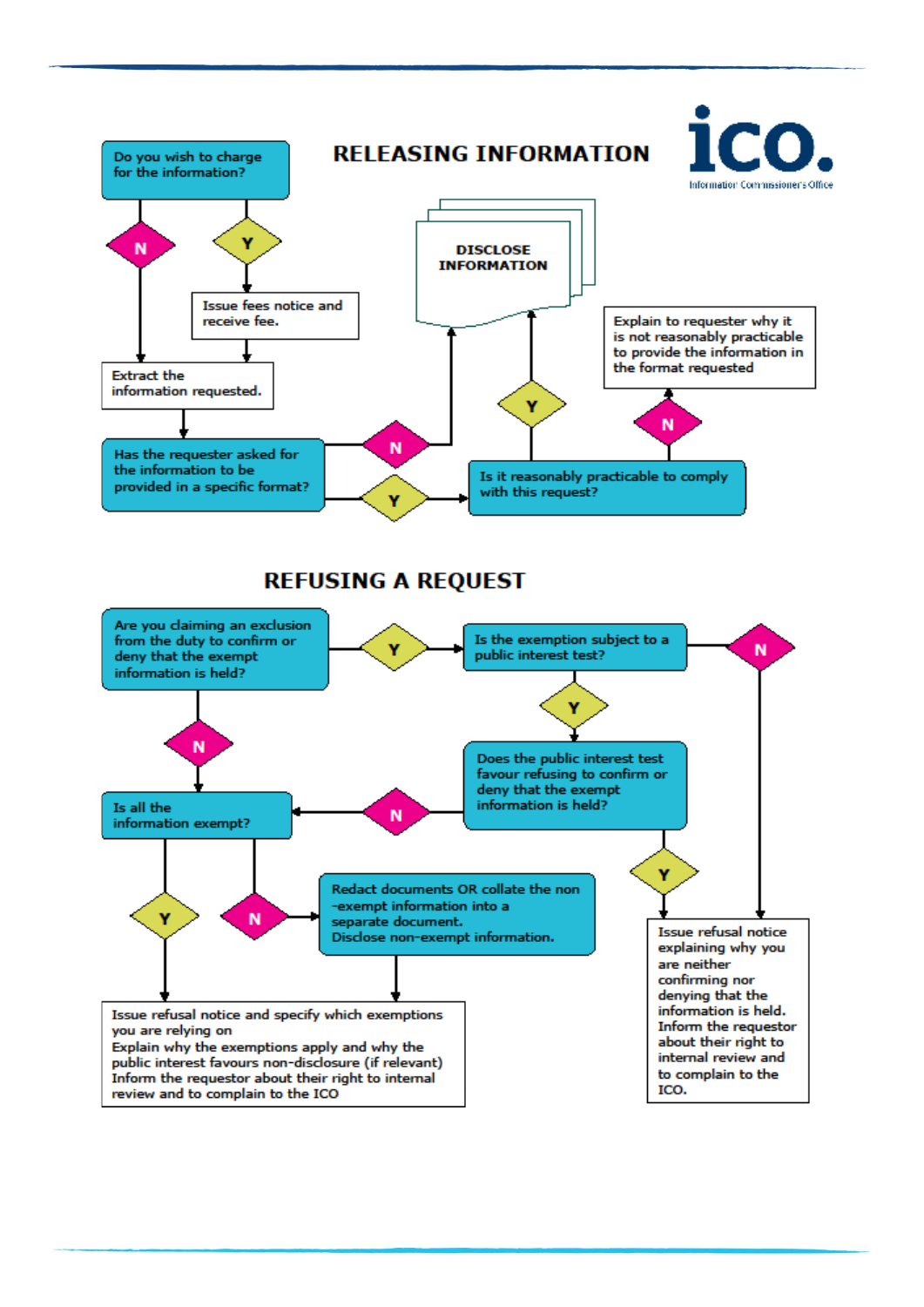## RELEASING INFORMATION

Do you wish to charge for the information?

- N → Extract the information requested.
- Y → Issue fees notice and receive fee. → Extract the information requested.

Has the requester asked for the information to be provided in a specific format?

- N → DISCLOSE INFORMATION
- Y → Is it reasonably practicable to comply with this request?
  - Y → DISCLOSE INFORMATION
  - N → Explain to requester why it is not reasonably practicable to provide the information in the format requested

## REFUSING A REQUEST

Are you claiming an exclusion from the duty to confirm or deny that the exempt information is held?

- Y → Is the exemption subject to a public interest test?
  - N → Issue refusal notice explaining why you are neither confirming nor denying that the information is held. Inform the requestor about their right to internal review and to complain to the ICO.
  - Y → Does the public interest test favour refusing to confirm or deny that the exempt information is held?
    - Y → Issue refusal notice explaining why you are neither confirming nor denying that the information is held. Inform the requestor about their right to internal review and to complain to the ICO.
    - N → Is all the information exempt?
- N → Is all the information exempt?
  - Y → Issue refusal notice and specify which exemptions you are relying on. Explain why the exemptions apply and why the public interest favours non-disclosure (if relevant). Inform the requestor about their right to internal review and to complain to the ICO
  - N → Redact documents OR collate the non-exempt information into a separate document. Disclose non-exempt information. → Issue refusal notice and specify which exemptions you are relying on. Explain why the exemptions apply and why the public interest favours non-disclosure (if relevant). Inform the requestor about their right to internal review and to complain to the ICO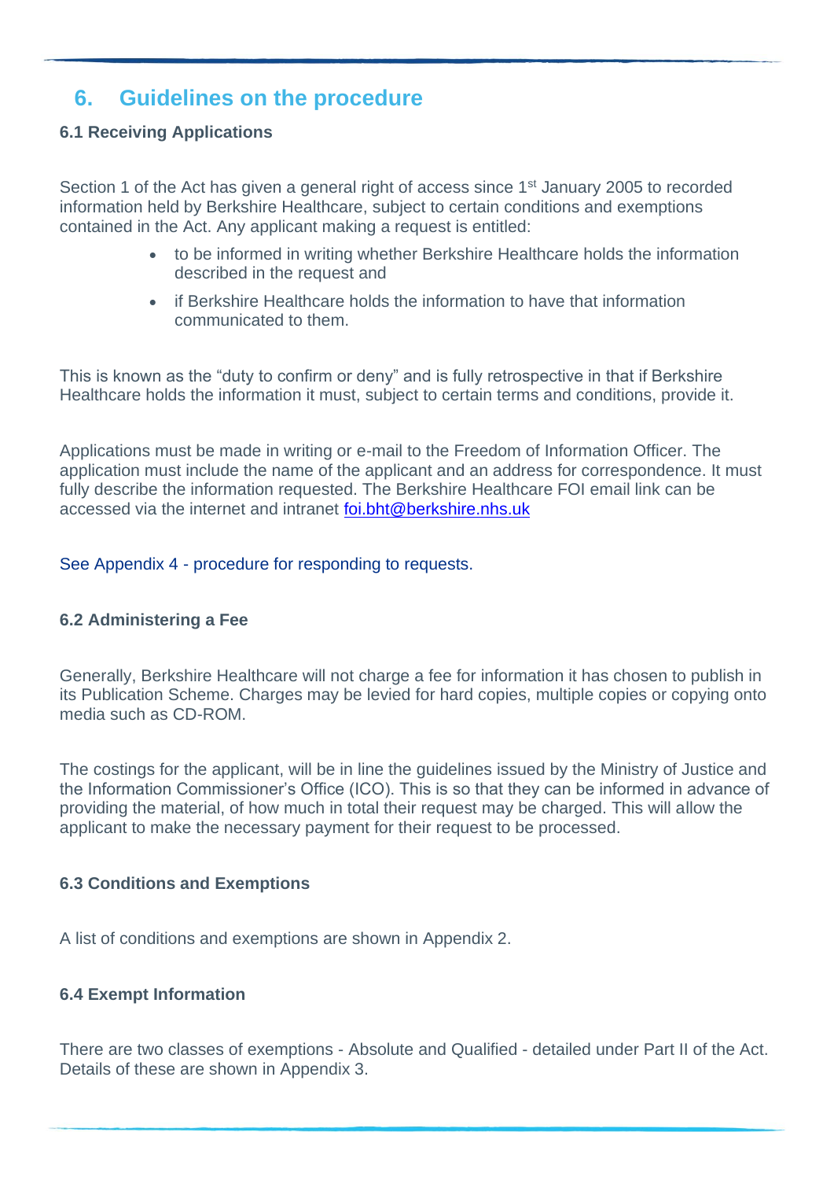## 6. Guidelines on the procedure

### 6.1 Receiving Applications

Section 1 of the Act has given a general right of access since 1st January 2005 to recorded information held by Berkshire Healthcare, subject to certain conditions and exemptions contained in the Act. Any applicant making a request is entitled:

- to be informed in writing whether Berkshire Healthcare holds the information described in the request and
- if Berkshire Healthcare holds the information to have that information communicated to them.

This is known as the "duty to confirm or deny" and is fully retrospective in that if Berkshire Healthcare holds the information it must, subject to certain terms and conditions, provide it.

Applications must be made in writing or e-mail to the Freedom of Information Officer. The application must include the name of the applicant and an address for correspondence. It must fully describe the information requested. The Berkshire Healthcare FOI email link can be accessed via the internet and intranet foi.bht@berkshire.nhs.uk

See Appendix 4 - procedure for responding to requests.

### 6.2 Administering a Fee

Generally, Berkshire Healthcare will not charge a fee for information it has chosen to publish in its Publication Scheme. Charges may be levied for hard copies, multiple copies or copying onto media such as CD-ROM.

The costings for the applicant, will be in line the guidelines issued by the Ministry of Justice and the Information Commissioner's Office (ICO). This is so that they can be informed in advance of providing the material, of how much in total their request may be charged. This will allow the applicant to make the necessary payment for their request to be processed.

### 6.3 Conditions and Exemptions

A list of conditions and exemptions are shown in Appendix 2.

### 6.4 Exempt Information

There are two classes of exemptions - Absolute and Qualified - detailed under Part II of the Act. Details of these are shown in Appendix 3.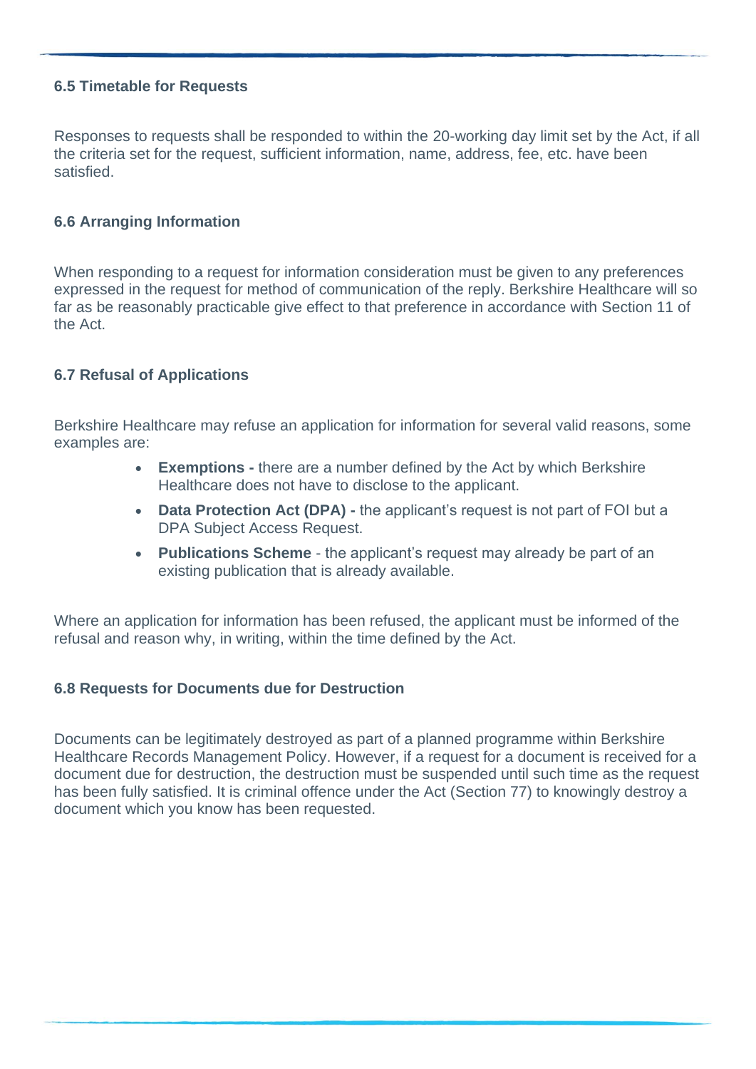### 6.5 Timetable for Requests

Responses to requests shall be responded to within the 20-working day limit set by the Act, if all the criteria set for the request, sufficient information, name, address, fee, etc. have been satisfied.

### 6.6 Arranging Information

When responding to a request for information consideration must be given to any preferences expressed in the request for method of communication of the reply. Berkshire Healthcare will so far as be reasonably practicable give effect to that preference in accordance with Section 11 of the Act.

### 6.7 Refusal of Applications

Berkshire Healthcare may refuse an application for information for several valid reasons, some examples are:

- **Exemptions -** there are a number defined by the Act by which Berkshire Healthcare does not have to disclose to the applicant.
- **Data Protection Act (DPA) -** the applicant's request is not part of FOI but a DPA Subject Access Request.
- **Publications Scheme** - the applicant's request may already be part of an existing publication that is already available.

Where an application for information has been refused, the applicant must be informed of the refusal and reason why, in writing, within the time defined by the Act.

### 6.8 Requests for Documents due for Destruction

Documents can be legitimately destroyed as part of a planned programme within Berkshire Healthcare Records Management Policy. However, if a request for a document is received for a document due for destruction, the destruction must be suspended until such time as the request has been fully satisfied. It is criminal offence under the Act (Section 77) to knowingly destroy a document which you know has been requested.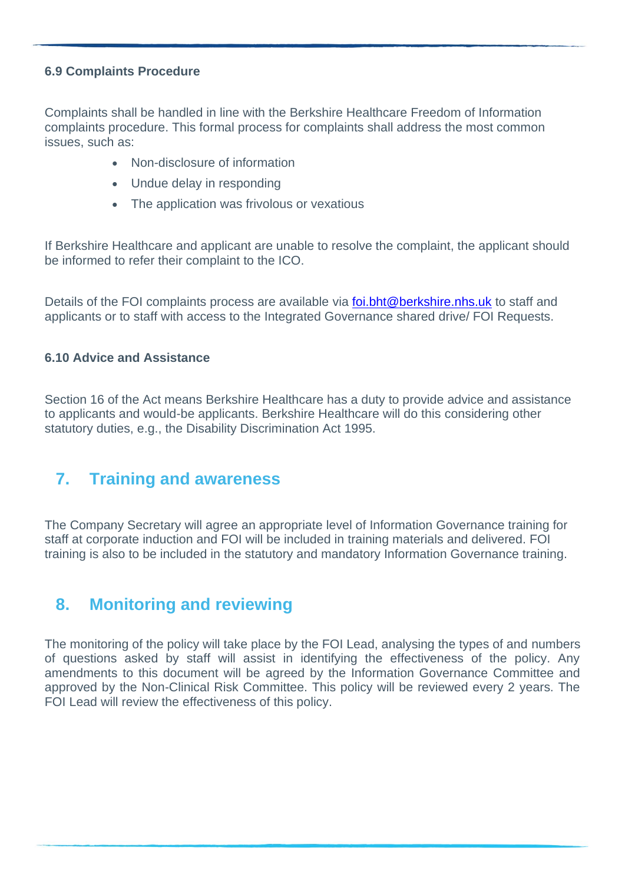### 6.9 Complaints Procedure

Complaints shall be handled in line with the Berkshire Healthcare Freedom of Information complaints procedure. This formal process for complaints shall address the most common issues, such as:

- Non-disclosure of information
- Undue delay in responding
- The application was frivolous or vexatious

If Berkshire Healthcare and applicant are unable to resolve the complaint, the applicant should be informed to refer their complaint to the ICO.

Details of the FOI complaints process are available via foi.bht@berkshire.nhs.uk to staff and applicants or to staff with access to the Integrated Governance shared drive/ FOI Requests.

### 6.10 Advice and Assistance

Section 16 of the Act means Berkshire Healthcare has a duty to provide advice and assistance to applicants and would-be applicants. Berkshire Healthcare will do this considering other statutory duties, e.g., the Disability Discrimination Act 1995.

## 7. Training and awareness

The Company Secretary will agree an appropriate level of Information Governance training for staff at corporate induction and FOI will be included in training materials and delivered. FOI training is also to be included in the statutory and mandatory Information Governance training.

## 8. Monitoring and reviewing

The monitoring of the policy will take place by the FOI Lead, analysing the types of and numbers of questions asked by staff will assist in identifying the effectiveness of the policy. Any amendments to this document will be agreed by the Information Governance Committee and approved by the Non-Clinical Risk Committee. This policy will be reviewed every 2 years. The FOI Lead will review the effectiveness of this policy.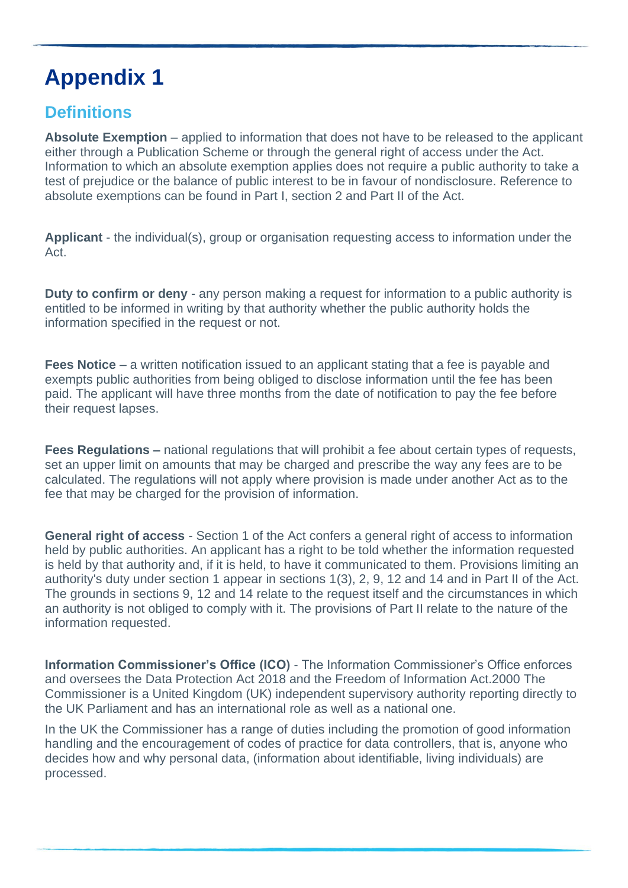# Appendix 1

## Definitions

**Absolute Exemption** – applied to information that does not have to be released to the applicant either through a Publication Scheme or through the general right of access under the Act. Information to which an absolute exemption applies does not require a public authority to take a test of prejudice or the balance of public interest to be in favour of nondisclosure. Reference to absolute exemptions can be found in Part I, section 2 and Part II of the Act.

**Applicant** - the individual(s), group or organisation requesting access to information under the Act.

**Duty to confirm or deny** - any person making a request for information to a public authority is entitled to be informed in writing by that authority whether the public authority holds the information specified in the request or not.

**Fees Notice** – a written notification issued to an applicant stating that a fee is payable and exempts public authorities from being obliged to disclose information until the fee has been paid. The applicant will have three months from the date of notification to pay the fee before their request lapses.

**Fees Regulations –** national regulations that will prohibit a fee about certain types of requests, set an upper limit on amounts that may be charged and prescribe the way any fees are to be calculated. The regulations will not apply where provision is made under another Act as to the fee that may be charged for the provision of information.

**General right of access** - Section 1 of the Act confers a general right of access to information held by public authorities. An applicant has a right to be told whether the information requested is held by that authority and, if it is held, to have it communicated to them. Provisions limiting an authority's duty under section 1 appear in sections 1(3), 2, 9, 12 and 14 and in Part II of the Act. The grounds in sections 9, 12 and 14 relate to the request itself and the circumstances in which an authority is not obliged to comply with it. The provisions of Part II relate to the nature of the information requested.

**Information Commissioner's Office (ICO)** - The Information Commissioner's Office enforces and oversees the Data Protection Act 2018 and the Freedom of Information Act.2000 The Commissioner is a United Kingdom (UK) independent supervisory authority reporting directly to the UK Parliament and has an international role as well as a national one.

In the UK the Commissioner has a range of duties including the promotion of good information handling and the encouragement of codes of practice for data controllers, that is, anyone who decides how and why personal data, (information about identifiable, living individuals) are processed.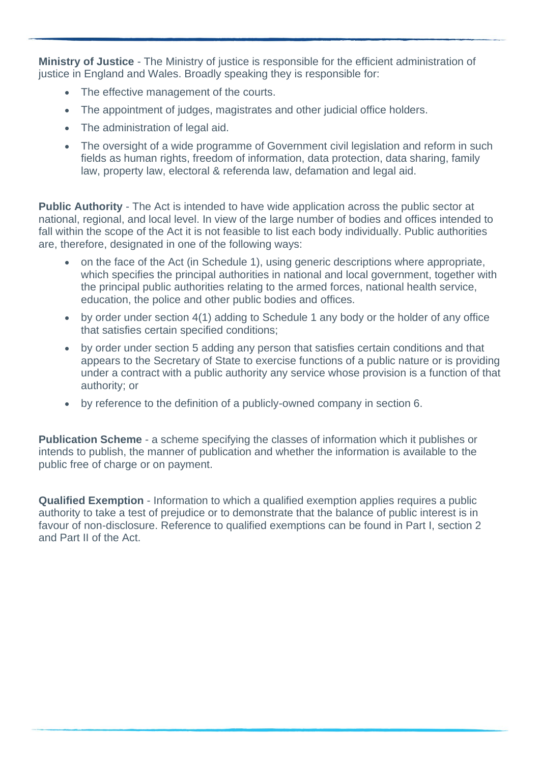**Ministry of Justice** - The Ministry of justice is responsible for the efficient administration of justice in England and Wales. Broadly speaking they is responsible for:

- The effective management of the courts.
- The appointment of judges, magistrates and other judicial office holders.
- The administration of legal aid.
- The oversight of a wide programme of Government civil legislation and reform in such fields as human rights, freedom of information, data protection, data sharing, family law, property law, electoral & referenda law, defamation and legal aid.

**Public Authority** - The Act is intended to have wide application across the public sector at national, regional, and local level. In view of the large number of bodies and offices intended to fall within the scope of the Act it is not feasible to list each body individually. Public authorities are, therefore, designated in one of the following ways:

- on the face of the Act (in Schedule 1), using generic descriptions where appropriate, which specifies the principal authorities in national and local government, together with the principal public authorities relating to the armed forces, national health service, education, the police and other public bodies and offices.
- by order under section 4(1) adding to Schedule 1 any body or the holder of any office that satisfies certain specified conditions;
- by order under section 5 adding any person that satisfies certain conditions and that appears to the Secretary of State to exercise functions of a public nature or is providing under a contract with a public authority any service whose provision is a function of that authority; or
- by reference to the definition of a publicly-owned company in section 6.

**Publication Scheme** - a scheme specifying the classes of information which it publishes or intends to publish, the manner of publication and whether the information is available to the public free of charge or on payment.

**Qualified Exemption** - Information to which a qualified exemption applies requires a public authority to take a test of prejudice or to demonstrate that the balance of public interest is in favour of non-disclosure. Reference to qualified exemptions can be found in Part I, section 2 and Part II of the Act.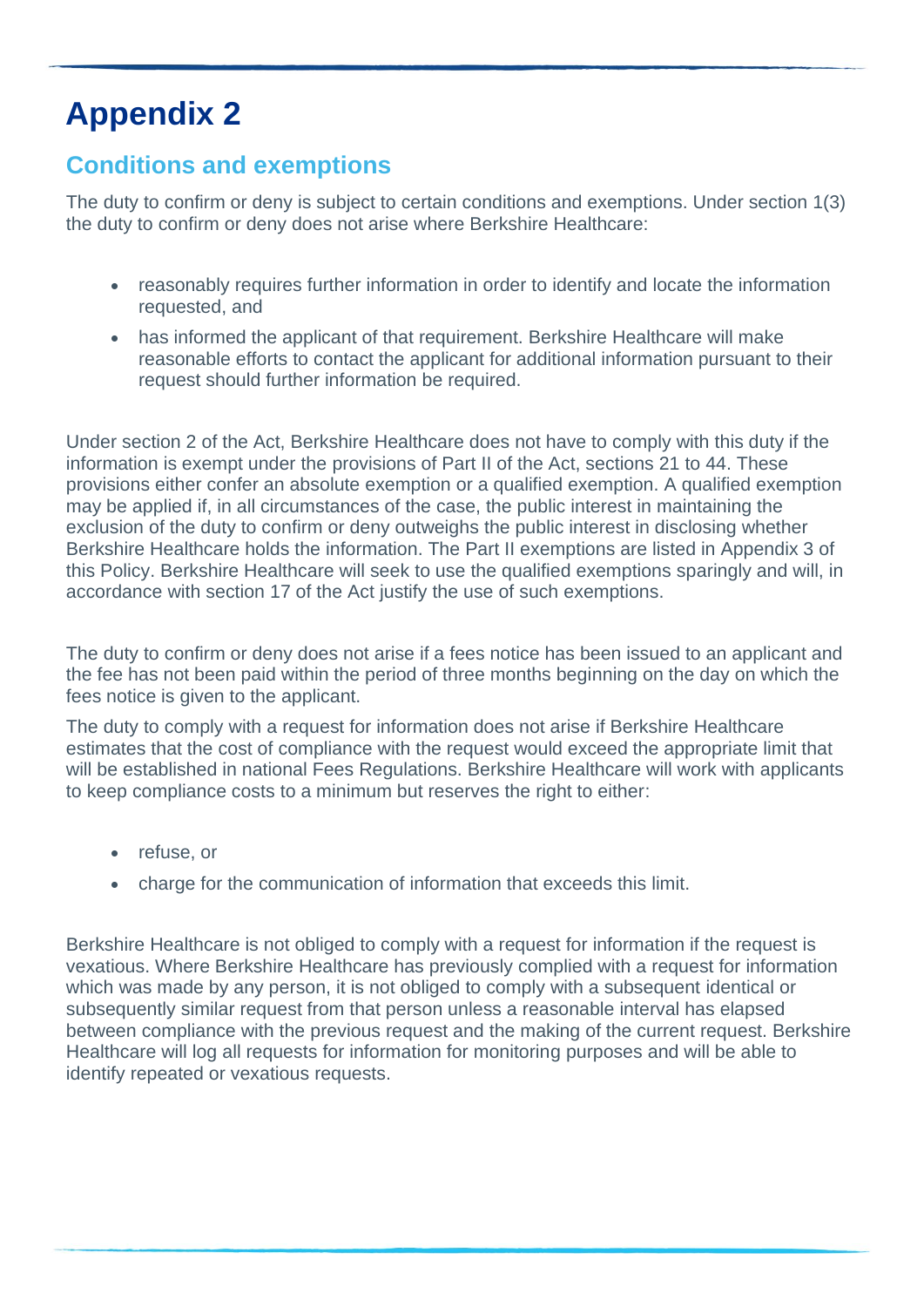# Appendix 2

## Conditions and exemptions

The duty to confirm or deny is subject to certain conditions and exemptions. Under section 1(3) the duty to confirm or deny does not arise where Berkshire Healthcare:

- reasonably requires further information in order to identify and locate the information requested, and
- has informed the applicant of that requirement. Berkshire Healthcare will make reasonable efforts to contact the applicant for additional information pursuant to their request should further information be required.

Under section 2 of the Act, Berkshire Healthcare does not have to comply with this duty if the information is exempt under the provisions of Part II of the Act, sections 21 to 44. These provisions either confer an absolute exemption or a qualified exemption. A qualified exemption may be applied if, in all circumstances of the case, the public interest in maintaining the exclusion of the duty to confirm or deny outweighs the public interest in disclosing whether Berkshire Healthcare holds the information. The Part II exemptions are listed in Appendix 3 of this Policy. Berkshire Healthcare will seek to use the qualified exemptions sparingly and will, in accordance with section 17 of the Act justify the use of such exemptions.

The duty to confirm or deny does not arise if a fees notice has been issued to an applicant and the fee has not been paid within the period of three months beginning on the day on which the fees notice is given to the applicant.

The duty to comply with a request for information does not arise if Berkshire Healthcare estimates that the cost of compliance with the request would exceed the appropriate limit that will be established in national Fees Regulations. Berkshire Healthcare will work with applicants to keep compliance costs to a minimum but reserves the right to either:

- refuse, or
- charge for the communication of information that exceeds this limit.

Berkshire Healthcare is not obliged to comply with a request for information if the request is vexatious. Where Berkshire Healthcare has previously complied with a request for information which was made by any person, it is not obliged to comply with a subsequent identical or subsequently similar request from that person unless a reasonable interval has elapsed between compliance with the previous request and the making of the current request. Berkshire Healthcare will log all requests for information for monitoring purposes and will be able to identify repeated or vexatious requests.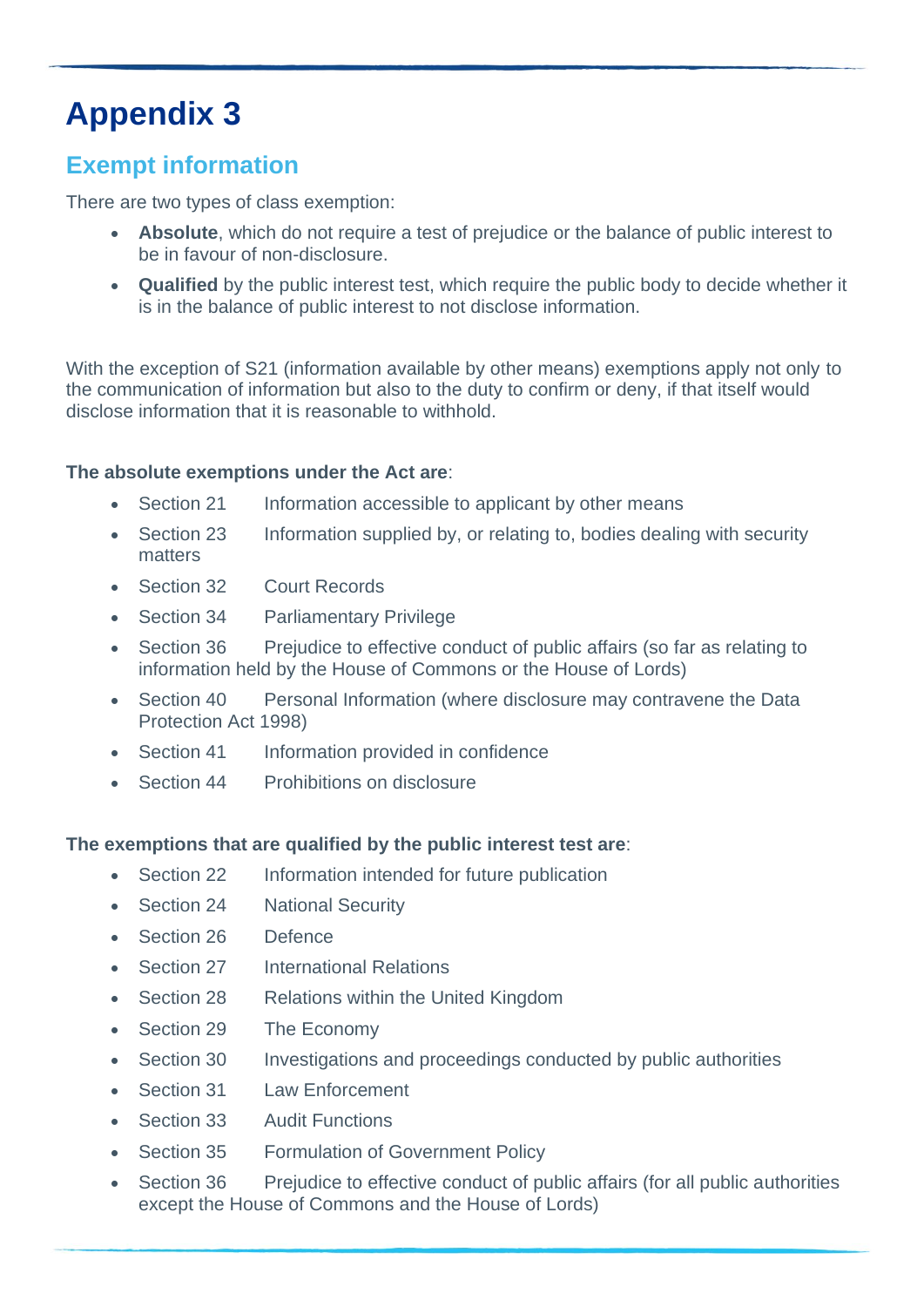# Appendix 3

## Exempt information

There are two types of class exemption:

- **Absolute**, which do not require a test of prejudice or the balance of public interest to be in favour of non-disclosure.
- **Qualified** by the public interest test, which require the public body to decide whether it is in the balance of public interest to not disclose information.

With the exception of S21 (information available by other means) exemptions apply not only to the communication of information but also to the duty to confirm or deny, if that itself would disclose information that it is reasonable to withhold.

**The absolute exemptions under the Act are**:

- Section 21 Information accessible to applicant by other means
- Section 23 Information supplied by, or relating to, bodies dealing with security matters
- Section 32 Court Records
- Section 34 Parliamentary Privilege
- Section 36 Prejudice to effective conduct of public affairs (so far as relating to information held by the House of Commons or the House of Lords)
- Section 40 Personal Information (where disclosure may contravene the Data Protection Act 1998)
- Section 41 Information provided in confidence
- Section 44 Prohibitions on disclosure

**The exemptions that are qualified by the public interest test are**:

- Section 22 Information intended for future publication
- Section 24 National Security
- Section 26 Defence
- Section 27 International Relations
- Section 28 Relations within the United Kingdom
- Section 29 The Economy
- Section 30 Investigations and proceedings conducted by public authorities
- Section 31 Law Enforcement
- Section 33 Audit Functions
- Section 35 Formulation of Government Policy
- Section 36 Prejudice to effective conduct of public affairs (for all public authorities except the House of Commons and the House of Lords)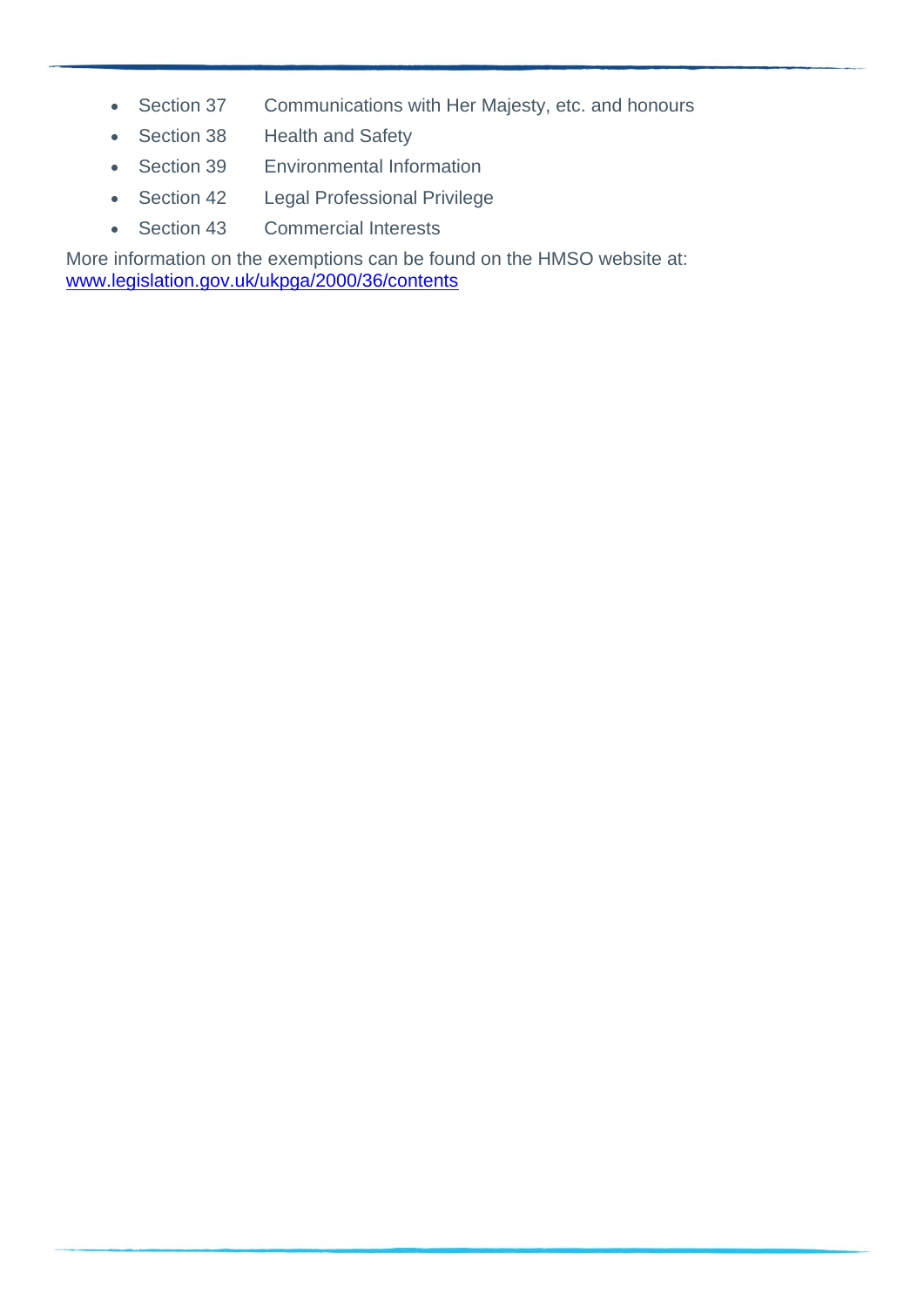- Section 37 Communications with Her Majesty, etc. and honours
- Section 38 Health and Safety
- Section 39 Environmental Information
- Section 42 Legal Professional Privilege
- Section 43 Commercial Interests

More information on the exemptions can be found on the HMSO website at: [www.legislation.gov.uk/ukpga/2000/36/contents](www.legislation.gov.uk/ukpga/2000/36/contents)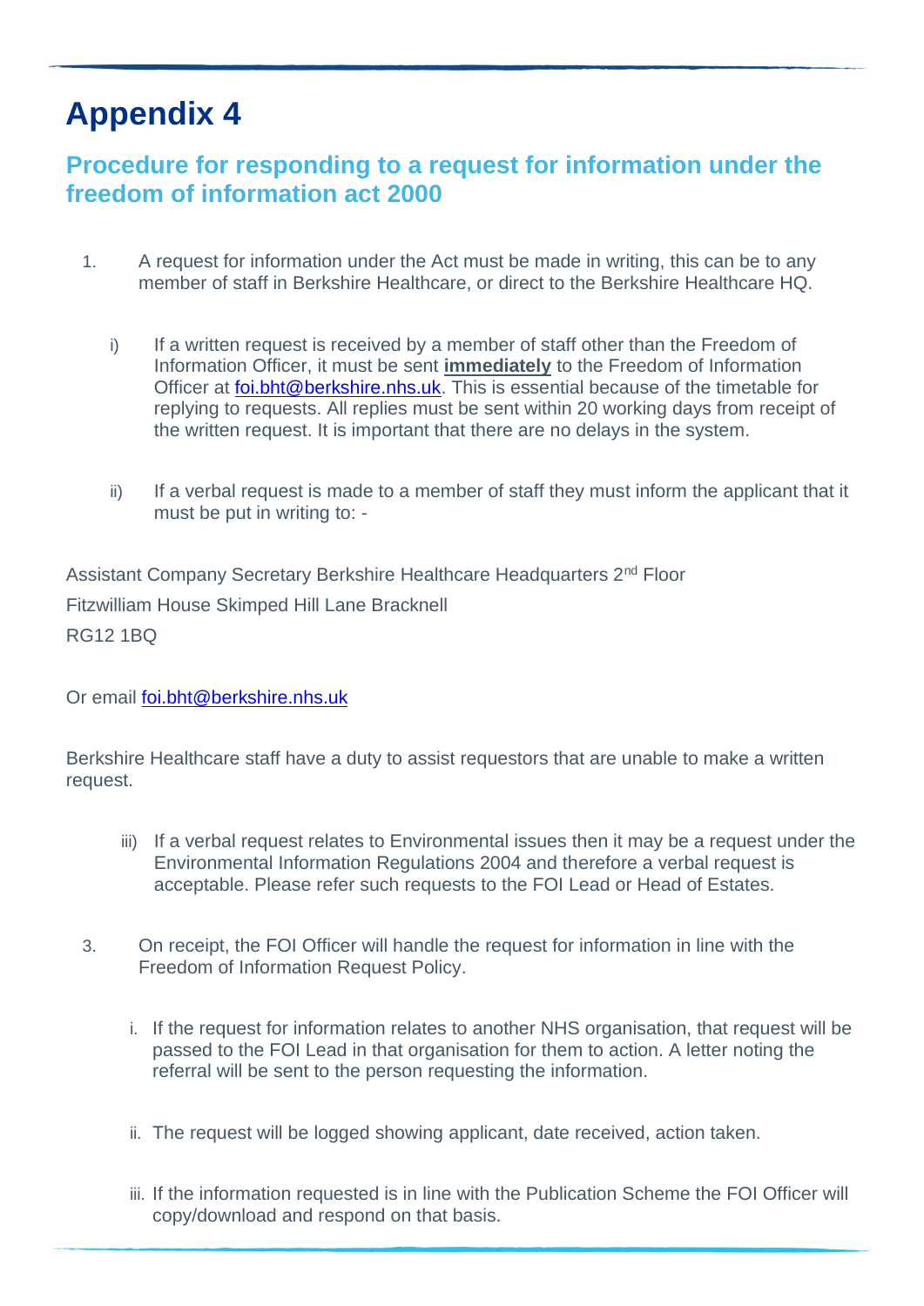# Appendix 4

## Procedure for responding to a request for information under the freedom of information act 2000

1. A request for information under the Act must be made in writing, this can be to any member of staff in Berkshire Healthcare, or direct to the Berkshire Healthcare HQ.

   i) If a written request is received by a member of staff other than the Freedom of Information Officer, it must be sent **immediately** to the Freedom of Information Officer at foi.bht@berkshire.nhs.uk. This is essential because of the timetable for replying to requests. All replies must be sent within 20 working days from receipt of the written request. It is important that there are no delays in the system.

   ii) If a verbal request is made to a member of staff they must inform the applicant that it must be put in writing to: -

Assistant Company Secretary Berkshire Healthcare Headquarters 2nd Floor

Fitzwilliam House Skimped Hill Lane Bracknell

RG12 1BQ

Or email foi.bht@berkshire.nhs.uk

Berkshire Healthcare staff have a duty to assist requestors that are unable to make a written request.

   iii) If a verbal request relates to Environmental issues then it may be a request under the Environmental Information Regulations 2004 and therefore a verbal request is acceptable. Please refer such requests to the FOI Lead or Head of Estates.

3. On receipt, the FOI Officer will handle the request for information in line with the Freedom of Information Request Policy.

   i. If the request for information relates to another NHS organisation, that request will be passed to the FOI Lead in that organisation for them to action. A letter noting the referral will be sent to the person requesting the information.

   ii. The request will be logged showing applicant, date received, action taken.

   iii. If the information requested is in line with the Publication Scheme the FOI Officer will copy/download and respond on that basis.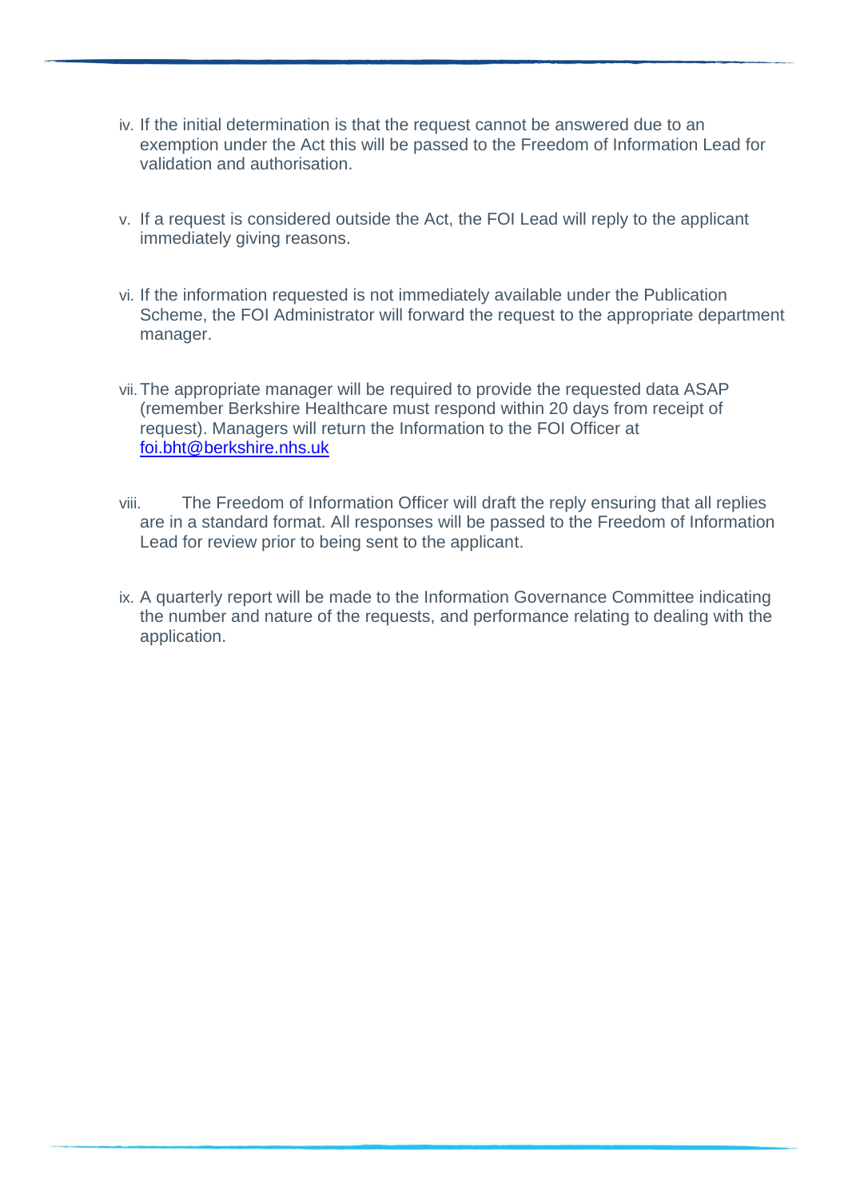iv. If the initial determination is that the request cannot be answered due to an exemption under the Act this will be passed to the Freedom of Information Lead for validation and authorisation.

v. If a request is considered outside the Act, the FOI Lead will reply to the applicant immediately giving reasons.

vi. If the information requested is not immediately available under the Publication Scheme, the FOI Administrator will forward the request to the appropriate department manager.

vii. The appropriate manager will be required to provide the requested data ASAP (remember Berkshire Healthcare must respond within 20 days from receipt of request). Managers will return the Information to the FOI Officer at [foi.bht@berkshire.nhs.uk](mailto:foi.bht@berkshire.nhs.uk)

viii. The Freedom of Information Officer will draft the reply ensuring that all replies are in a standard format. All responses will be passed to the Freedom of Information Lead for review prior to being sent to the applicant.

ix. A quarterly report will be made to the Information Governance Committee indicating the number and nature of the requests, and performance relating to dealing with the application.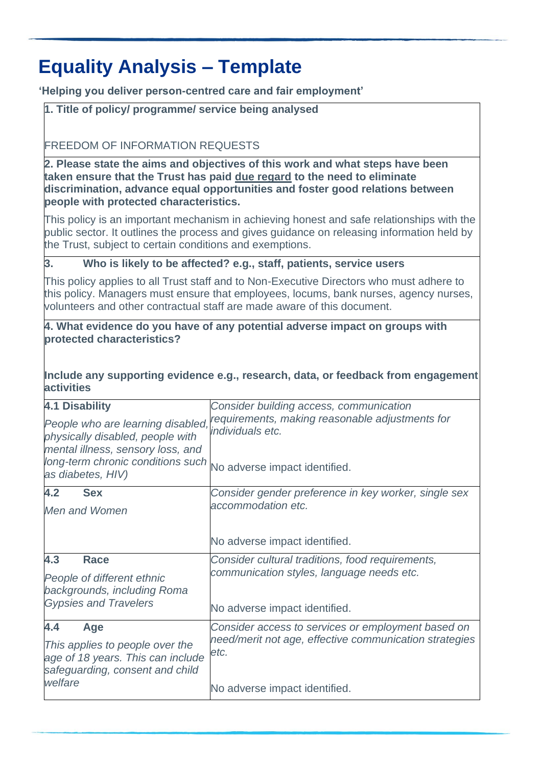# Equality Analysis – Template

**'Helping you deliver person-centred care and fair employment'**

**1. Title of policy/ programme/ service being analysed**

FREEDOM OF INFORMATION REQUESTS

**2. Please state the aims and objectives of this work and what steps have been taken ensure that the Trust has paid <u>due regard</u> to the need to eliminate discrimination, advance equal opportunities and foster good relations between people with protected characteristics.**

This policy is an important mechanism in achieving honest and safe relationships with the public sector. It outlines the process and gives guidance on releasing information held by the Trust, subject to certain conditions and exemptions.

**3. Who is likely to be affected? e.g., staff, patients, service users**

This policy applies to all Trust staff and to Non-Executive Directors who must adhere to this policy. Managers must ensure that employees, locums, bank nurses, agency nurses, volunteers and other contractual staff are made aware of this document.

**4. What evidence do you have of any potential adverse impact on groups with protected characteristics?**

**Include any supporting evidence e.g., research, data, or feedback from engagement activities**

| | |
|---|---|
| **4.1 Disability**<br>*People who are learning disabled, physically disabled, people with mental illness, sensory loss, and long-term chronic conditions such as diabetes, HIV)* | *Consider building access, communication requirements, making reasonable adjustments for individuals etc.*<br><br>No adverse impact identified. |
| **4.2 Sex**<br>*Men and Women* | *Consider gender preference in key worker, single sex accommodation etc.*<br><br>No adverse impact identified. |
| **4.3 Race**<br>*People of different ethnic backgrounds, including Roma Gypsies and Travelers* | *Consider cultural traditions, food requirements, communication styles, language needs etc.*<br><br>No adverse impact identified. |
| **4.4 Age**<br>*This applies to people over the age of 18 years. This can include safeguarding, consent and child welfare* | *Consider access to services or employment based on need/merit not age, effective communication strategies etc.*<br><br>No adverse impact identified. |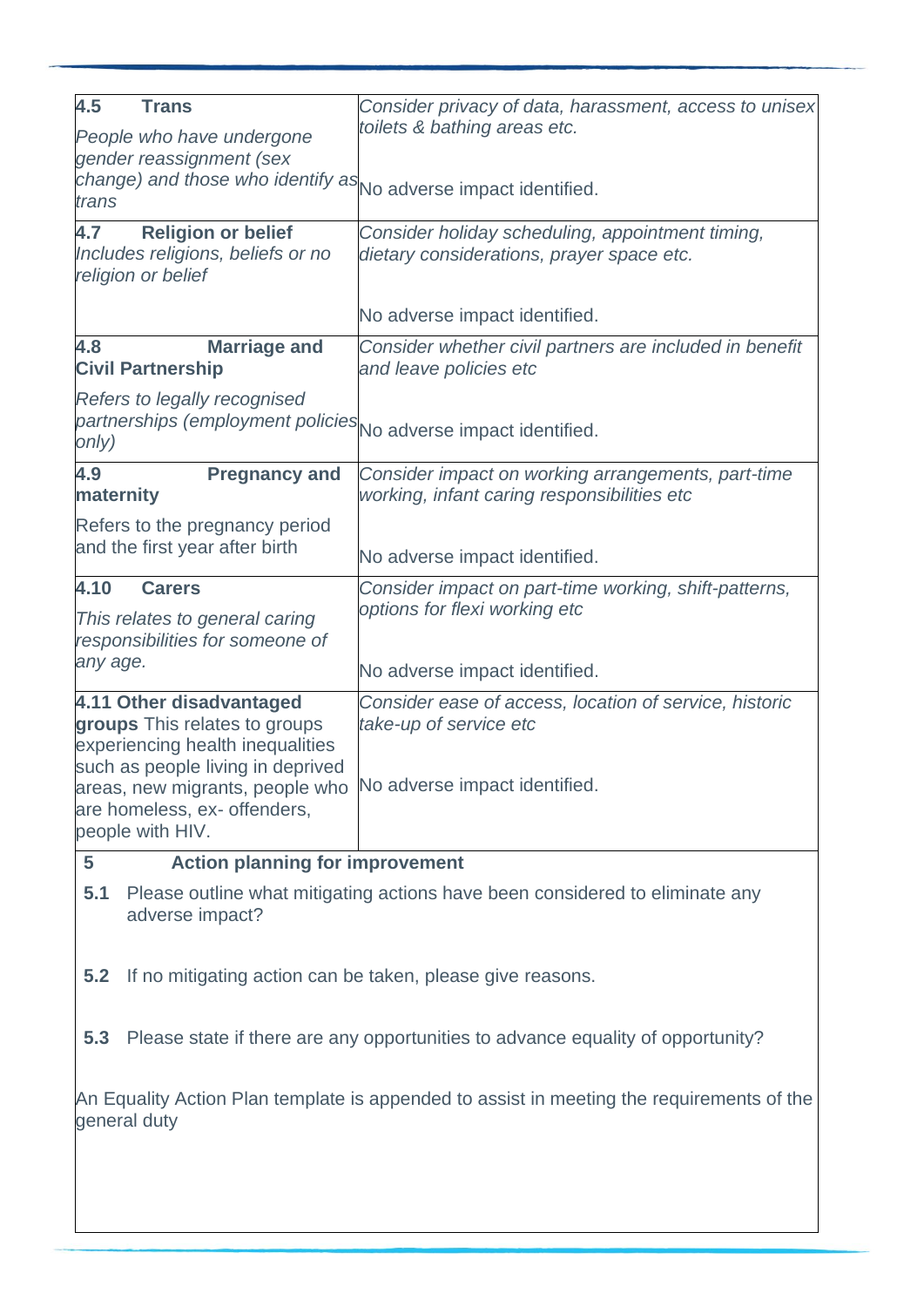| | |
|---|---|
| **4.5 Trans**<br>*People who have undergone gender reassignment (sex change) and those who identify as trans* | *Consider privacy of data, harassment, access to unisex toilets & bathing areas etc.*<br><br>No adverse impact identified. |
| **4.7 Religion or belief**<br>*Includes religions, beliefs or no religion or belief* | *Consider holiday scheduling, appointment timing, dietary considerations, prayer space etc.*<br><br>No adverse impact identified. |
| **4.8 Marriage and Civil Partnership**<br>*Refers to legally recognised partnerships (employment policies only)* | *Consider whether civil partners are included in benefit and leave policies etc*<br><br>No adverse impact identified. |
| **4.9 Pregnancy and maternity**<br>Refers to the pregnancy period and the first year after birth | *Consider impact on working arrangements, part-time working, infant caring responsibilities etc*<br><br>No adverse impact identified. |
| **4.10 Carers**<br>*This relates to general caring responsibilities for someone of any age.* | *Consider impact on part-time working, shift-patterns, options for flexi working etc*<br><br>No adverse impact identified. |
| **4.11 Other disadvantaged groups** This relates to groups experiencing health inequalities such as people living in deprived areas, new migrants, people who are homeless, ex- offenders, people with HIV. | *Consider ease of access, location of service, historic take-up of service etc*<br><br>No adverse impact identified. |

**5 Action planning for improvement**

**5.1** Please outline what mitigating actions have been considered to eliminate any adverse impact?

**5.2** If no mitigating action can be taken, please give reasons.

**5.3** Please state if there are any opportunities to advance equality of opportunity?

An Equality Action Plan template is appended to assist in meeting the requirements of the general duty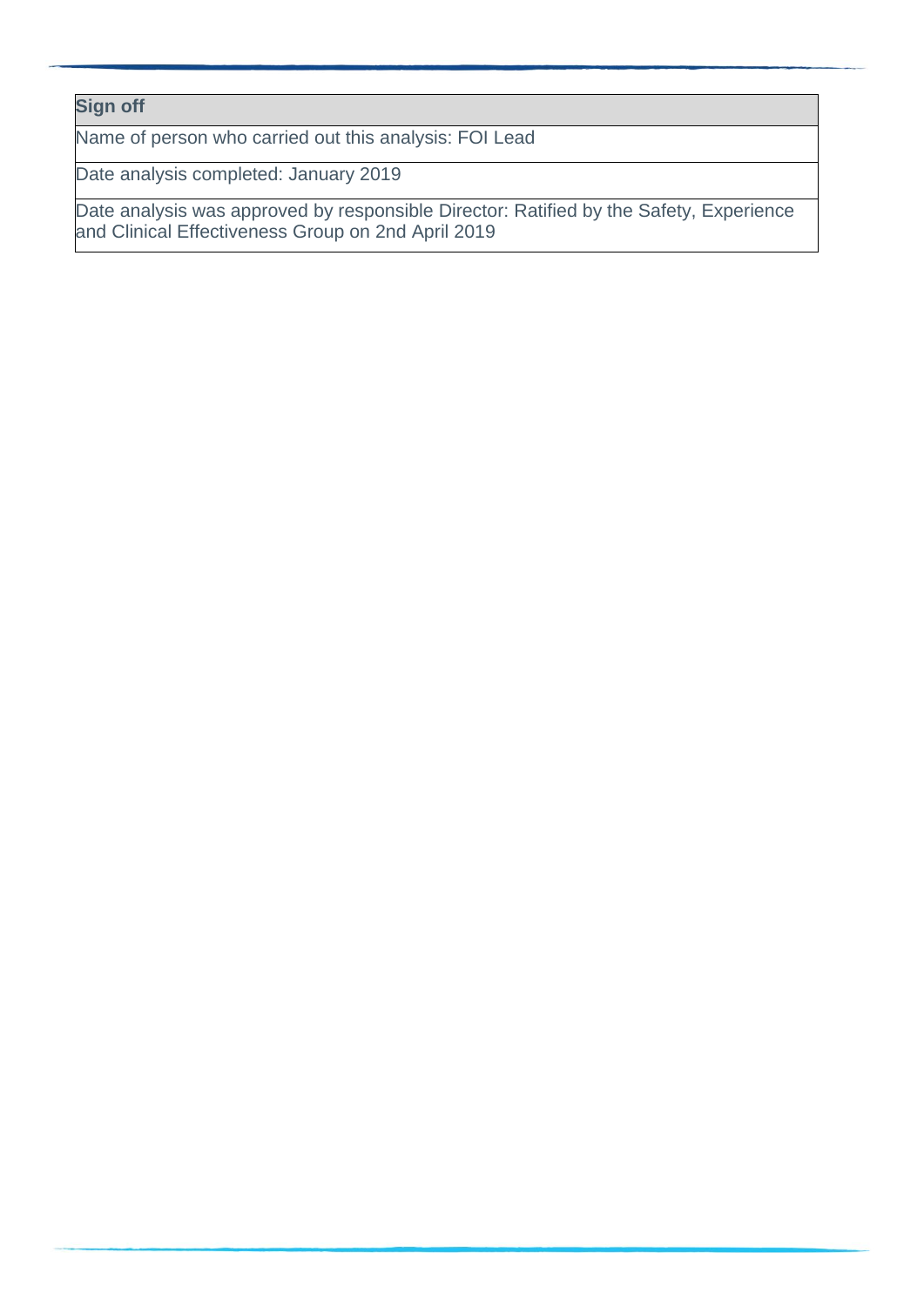| **Sign off** |
| --- |
| Name of person who carried out this analysis: FOI Lead |
| Date analysis completed: January 2019 |
| Date analysis was approved by responsible Director: Ratified by the Safety, Experience and Clinical Effectiveness Group on 2nd April 2019 |